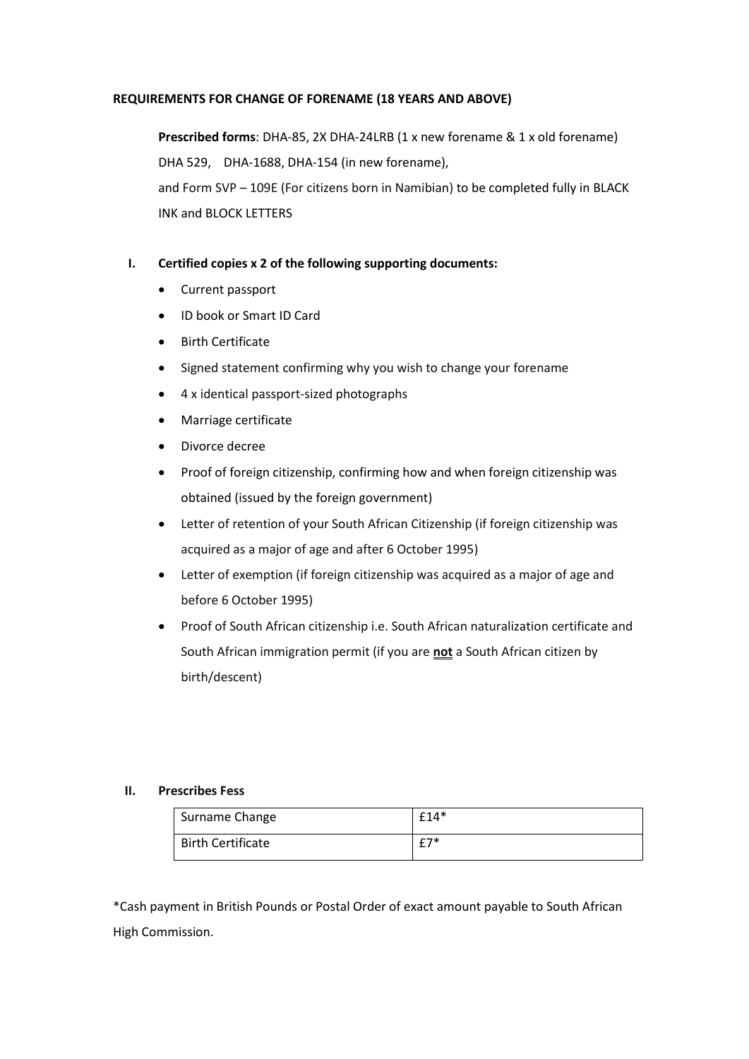**REQUIREMENTS FOR CHANGE OF FORENAME (18 YEARS AND ABOVE)**

**Prescribed forms**: DHA-85, 2X DHA-24LRB (1 x new forename & 1 x old forename) DHA 529, DHA-1688, DHA-154 (in new forename), and Form SVP – 109E (For citizens born in Namibian) to be completed fully in BLACK INK and BLOCK LETTERS

**I. Certified copies x 2 of the following supporting documents:**

- Current passport
- ID book or Smart ID Card
- Birth Certificate
- Signed statement confirming why you wish to change your forename
- 4 x identical passport-sized photographs
- Marriage certificate
- Divorce decree
- Proof of foreign citizenship, confirming how and when foreign citizenship was obtained (issued by the foreign government)
- Letter of retention of your South African Citizenship (if foreign citizenship was acquired as a major of age and after 6 October 1995)
- Letter of exemption (if foreign citizenship was acquired as a major of age and before 6 October 1995)
- Proof of South African citizenship i.e. South African naturalization certificate and South African immigration permit (if you are **not** a South African citizen by birth/descent)

**II. Prescribes Fess**

| Surname Change | £14* |
|---|---|
| Birth Certificate | £7* |

*Cash payment in British Pounds or Postal Order of exact amount payable to South African High Commission.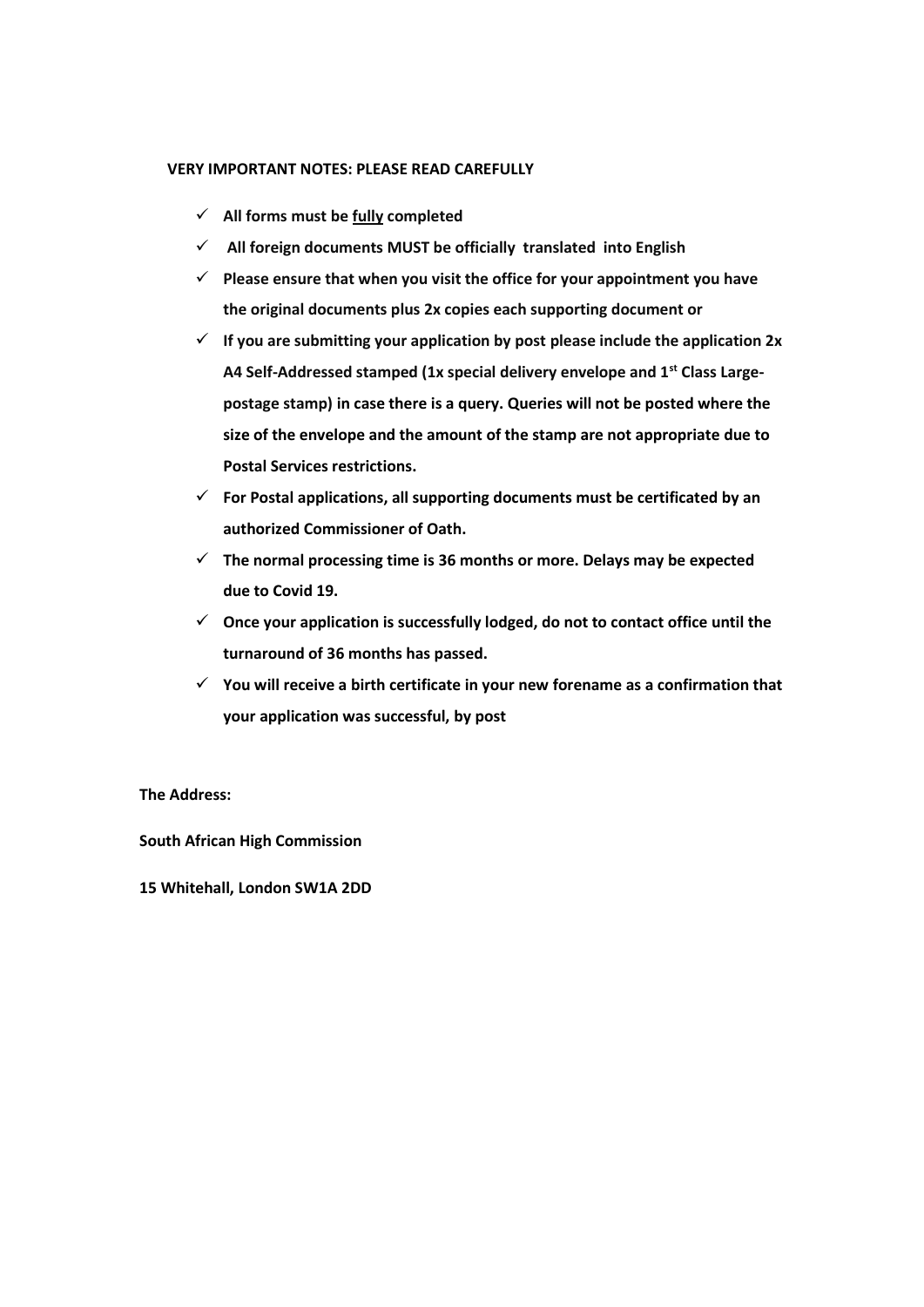**VERY IMPORTANT NOTES: PLEASE READ CAREFULLY**

- ✓ **All forms must be <u>fully</u> completed**
- ✓ **All foreign documents MUST be officially translated into English**
- ✓ **Please ensure that when you visit the office for your appointment you have the original documents plus 2x copies each supporting document or**
- ✓ **If you are submitting your application by post please include the application 2x A4 Self-Addressed stamped (1x special delivery envelope and 1st Class Large-postage stamp) in case there is a query. Queries will not be posted where the size of the envelope and the amount of the stamp are not appropriate due to Postal Services restrictions.**
- ✓ **For Postal applications, all supporting documents must be certificated by an authorized Commissioner of Oath.**
- ✓ **The normal processing time is 36 months or more. Delays may be expected due to Covid 19.**
- ✓ **Once your application is successfully lodged, do not to contact office until the turnaround of 36 months has passed.**
- ✓ **You will receive a birth certificate in your new forename as a confirmation that your application was successful, by post**

**The Address:**

**South African High Commission**

**15 Whitehall, London SW1A 2DD**